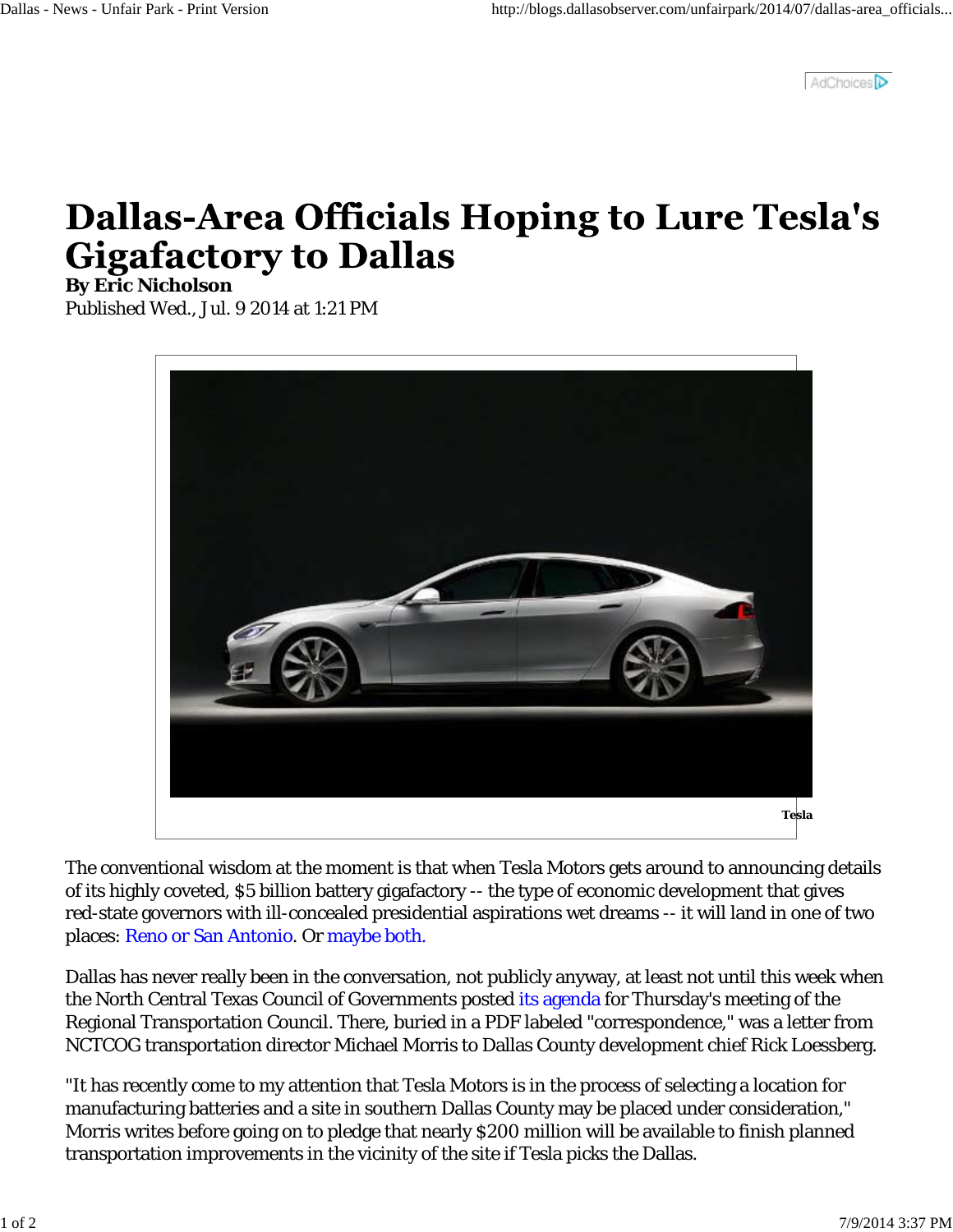# Dallas-Area Officials Hoping to Lure Tesla's Gigafactory to Dallas

**By Eric Nicholson**

Published Wed., Jul. 9 2014 at 1:21 PM

Tesla

The conventional wisdom at the moment is that when Tesla Motors gets around to announcing details of its highly coveted, $5 billion battery gigafactory -- the type of economic development that gives red-state governors with ill-concealed presidential aspirations wet dreams -- it will land in one of two places: Reno or San Antonio. Or maybe both.

Dallas has never really been in the conversation, not publicly anyway, at least not until this week when the North Central Texas Council of Governments posted its agenda for Thursday's meeting of the Regional Transportation Council. There, buried in a PDF labeled "correspondence," was a letter from NCTCOG transportation director Michael Morris to Dallas County development chief Rick Loessberg.

"It has recently come to my attention that Tesla Motors is in the process of selecting a location for manufacturing batteries and a site in southern Dallas County may be placed under consideration," Morris writes before going on to pledge that nearly $200 million will be available to finish planned transportation improvements in the vicinity of the site if Tesla picks the Dallas.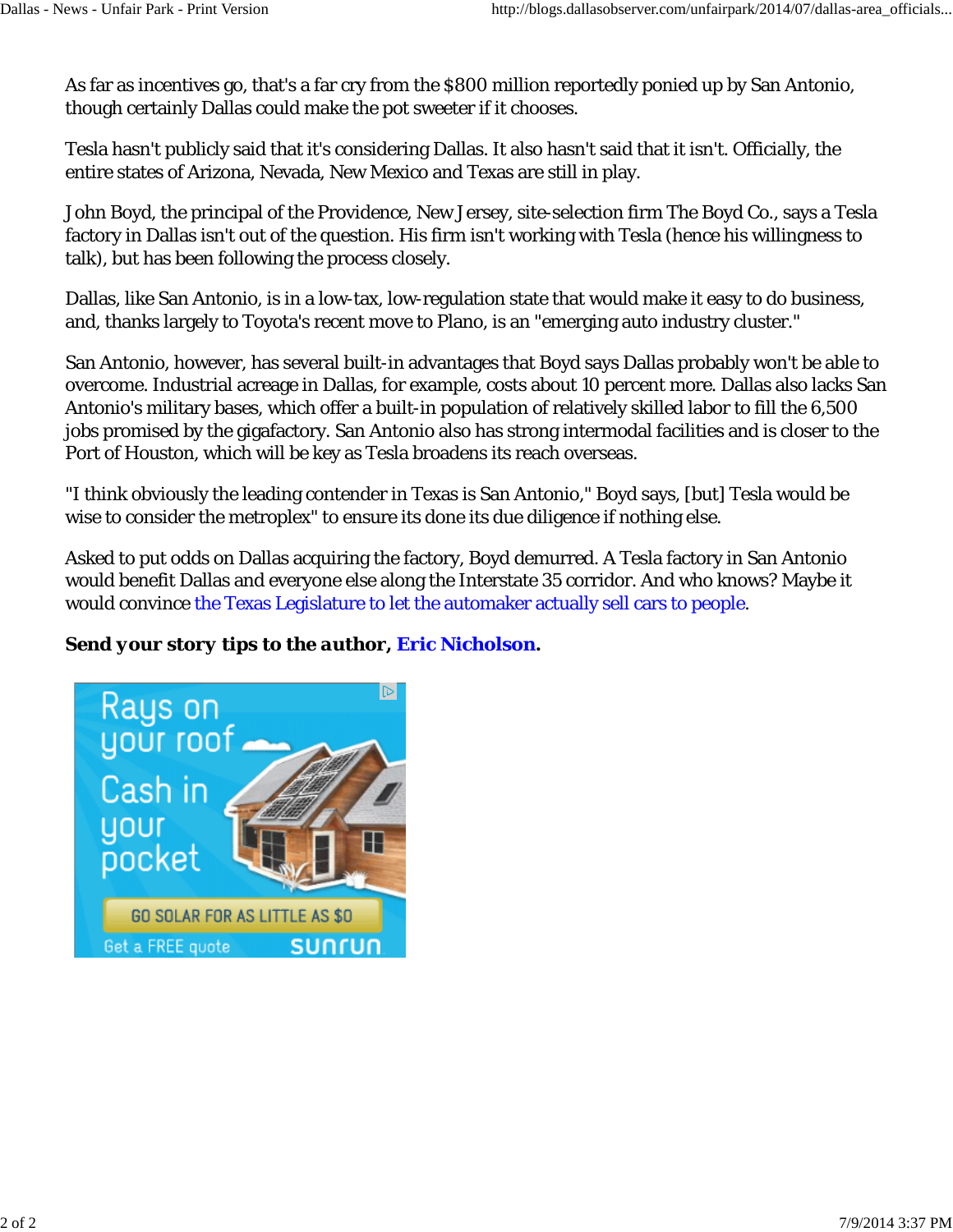As far as incentives go, that's a far cry from the $800 million reportedly ponied up by San Antonio, though certainly Dallas could make the pot sweeter if it chooses.

Tesla hasn't publicly said that it's considering Dallas. It also hasn't said that it isn't. Officially, the entire states of Arizona, Nevada, New Mexico and Texas are still in play.

John Boyd, the principal of the Providence, New Jersey, site-selection firm The Boyd Co., says a Tesla factory in Dallas isn't out of the question. His firm isn't working with Tesla (hence his willingness to talk), but has been following the process closely.

Dallas, like San Antonio, is in a low-tax, low-regulation state that would make it easy to do business, and, thanks largely to Toyota's recent move to Plano, is an "emerging auto industry cluster."

San Antonio, however, has several built-in advantages that Boyd says Dallas probably won't be able to overcome. Industrial acreage in Dallas, for example, costs about 10 percent more. Dallas also lacks San Antonio's military bases, which offer a built-in population of relatively skilled labor to fill the 6,500 jobs promised by the gigafactory. San Antonio also has strong intermodal facilities and is closer to the Port of Houston, which will be key as Tesla broadens its reach overseas.

"I think obviously the leading contender in Texas is San Antonio," Boyd says, [but] Tesla would be wise to consider the metroplex" to ensure its done its due diligence if nothing else.

Asked to put odds on Dallas acquiring the factory, Boyd demurred. A Tesla factory in San Antonio would benefit Dallas and everyone else along the Interstate 35 corridor. And who knows? Maybe it would convince the Texas Legislature to let the automaker actually sell cars to people.

**Send your story tips to the author, Eric Nicholson.**

Rays on your roof
Cash in your pocket
GO SOLAR FOR AS LITTLE AS $0
Get a FREE quote
sunrun